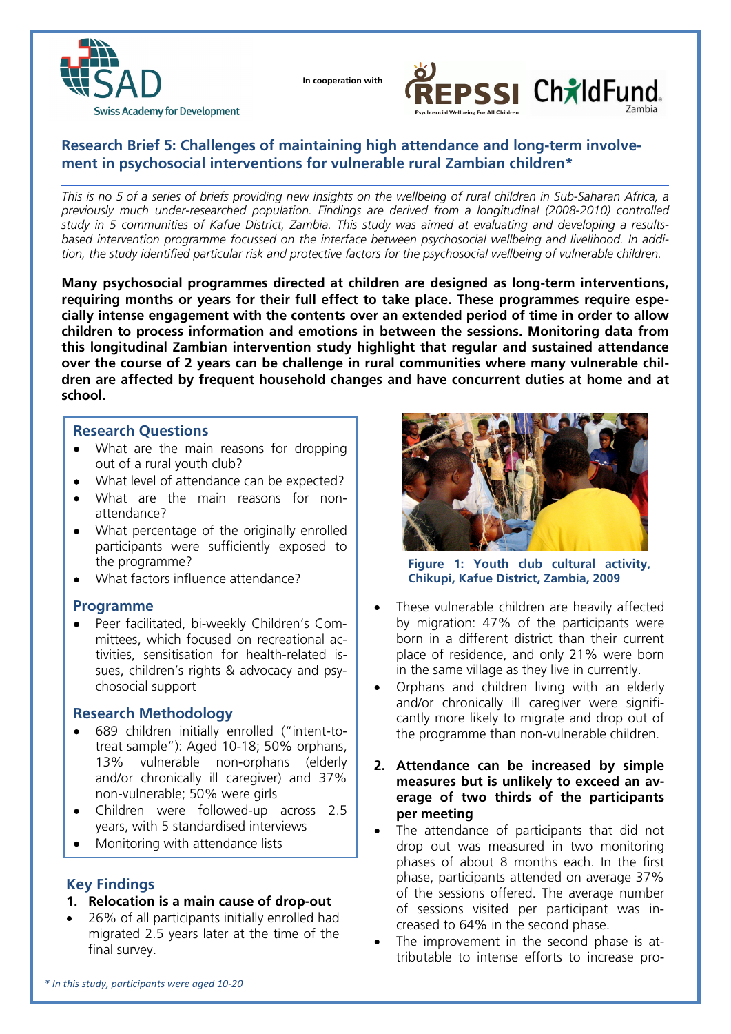In cooperation with

## Research Brief 5: Challenges of maintaining high attendance and long-term involvement in psychosocial interventions for vulnerable rural Zambian children*

*This is no 5 of a series of briefs providing new insights on the wellbeing of rural children in Sub-Saharan Africa, a previously much under-researched population. Findings are derived from a longitudinal (2008-2010) controlled study in 5 communities of Kafue District, Zambia. This study was aimed at evaluating and developing a results-based intervention programme focussed on the interface between psychosocial wellbeing and livelihood. In addition, the study identified particular risk and protective factors for the psychosocial wellbeing of vulnerable children.*

**Many psychosocial programmes directed at children are designed as long-term interventions, requiring months or years for their full effect to take place. These programmes require especially intense engagement with the contents over an extended period of time in order to allow children to process information and emotions in between the sessions. Monitoring data from this longitudinal Zambian intervention study highlight that regular and sustained attendance over the course of 2 years can be challenge in rural communities where many vulnerable children are affected by frequent household changes and have concurrent duties at home and at school.**

### Research Questions

- What are the main reasons for dropping out of a rural youth club?
- What level of attendance can be expected?
- What are the main reasons for non-attendance?
- What percentage of the originally enrolled participants were sufficiently exposed to the programme?
- What factors influence attendance?

### Programme

- Peer facilitated, bi-weekly Children's Committees, which focused on recreational activities, sensitisation for health-related issues, children's rights & advocacy and psychosocial support

### Research Methodology

- 689 children initially enrolled ("intent-to-treat sample"): Aged 10-18; 50% orphans, 13% vulnerable non-orphans (elderly and/or chronically ill caregiver) and 37% non-vulnerable; 50% were girls
- Children were followed-up across 2.5 years, with 5 standardised interviews
- Monitoring with attendance lists

### Key Findings

**1. Relocation is a main cause of drop-out**

- 26% of all participants initially enrolled had migrated 2.5 years later at the time of the final survey.

**Figure 1: Youth club cultural activity, Chikupi, Kafue District, Zambia, 2009**

- These vulnerable children are heavily affected by migration: 47% of the participants were born in a different district than their current place of residence, and only 21% were born in the same village as they live in currently.
- Orphans and children living with an elderly and/or chronically ill caregiver were significantly more likely to migrate and drop out of the programme than non-vulnerable children.

**2. Attendance can be increased by simple measures but is unlikely to exceed an average of two thirds of the participants per meeting**

- The attendance of participants that did not drop out was measured in two monitoring phases of about 8 months each. In the first phase, participants attended on average 37% of the sessions offered. The average number of sessions visited per participant was increased to 64% in the second phase.
- The improvement in the second phase is attributable to intense efforts to increase pro-

*\* In this study, participants were aged 10-20*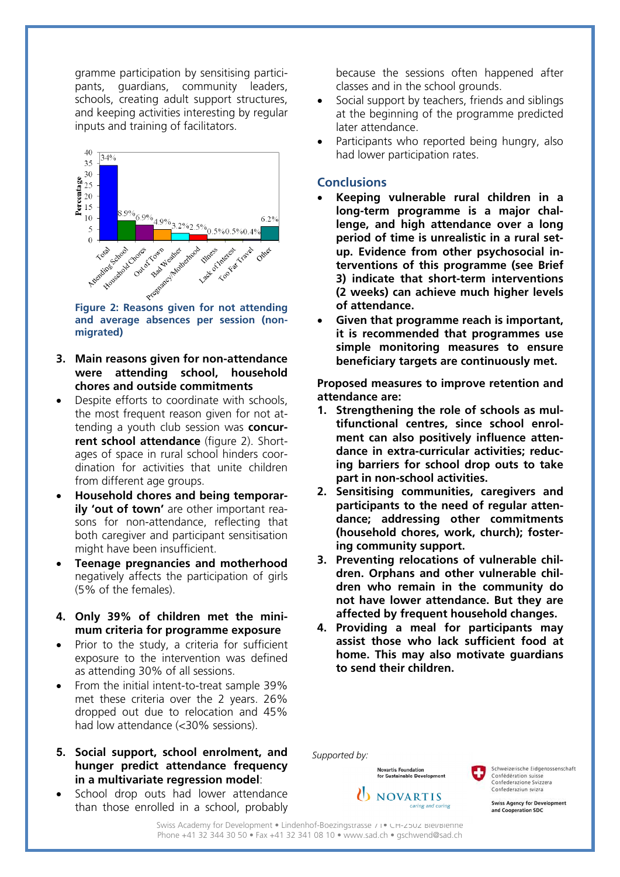gramme participation by sensitising participants, guardians, community leaders, schools, creating adult support structures, and keeping activities interesting by regular inputs and training of facilitators.

Percentage

40
35
30
25
20
15
10
5
0

34%
8.9%
6.9%
4.9%
3.2%
2.5%
0.5%
0.5%
0.4%
6.2%

Total
Attending School
Household Chores
Out of Town
Bad Weather
Pregnancy/Motherhood
Illness
Lack of Interest
Too Far Travel
Other

**Figure 2: Reasons given for not attending and average absences per session (non-migrated)**

3. **Main reasons given for non-attendance were attending school, household chores and outside commitments**

- Despite efforts to coordinate with schools, the most frequent reason given for not attending a youth club session was **concurrent school attendance** (figure 2). Shortages of space in rural school hinders coordination for activities that unite children from different age groups.
- **Household chores and being temporarily 'out of town'** are other important reasons for non-attendance, reflecting that both caregiver and participant sensitisation might have been insufficient.
- **Teenage pregnancies and motherhood** negatively affects the participation of girls (5% of the females).

4. **Only 39% of children met the minimum criteria for programme exposure**

- Prior to the study, a criteria for sufficient exposure to the intervention was defined as attending 30% of all sessions.
- From the initial intent-to-treat sample 39% met these criteria over the 2 years. 26% dropped out due to relocation and 45% had low attendance (<30% sessions).

5. **Social support, school enrolment, and hunger predict attendance frequency in a multivariate regression model**:

- School drop outs had lower attendance than those enrolled in a school, probably because the sessions often happened after classes and in the school grounds.
- Social support by teachers, friends and siblings at the beginning of the programme predicted later attendance.
- Participants who reported being hungry, also had lower participation rates.

## Conclusions

- **Keeping vulnerable rural children in a long-term programme is a major challenge, and high attendance over a long period of time is unrealistic in a rural setup. Evidence from other psychosocial interventions of this programme (see Brief 3) indicate that short-term interventions (2 weeks) can achieve much higher levels of attendance.**
- **Given that programme reach is important, it is recommended that programmes use simple monitoring measures to ensure beneficiary targets are continuously met.**

**Proposed measures to improve retention and attendance are:**

1. **Strengthening the role of schools as multifunctional centres, since school enrolment can also positively influence attendance in extra-curricular activities; reducing barriers for school drop outs to take part in non-school activities.**
2. **Sensitising communities, caregivers and participants to the need of regular attendance; addressing other commitments (household chores, work, church); fostering community support.**
3. **Preventing relocations of vulnerable children. Orphans and other vulnerable children who remain in the community do not have lower attendance. But they are affected by frequent household changes.**
4. **Providing a meal for participants may assist those who lack sufficient food at home. This may also motivate guardians to send their children.**

*Supported by:*

Novartis Foundation for Sustainable Development
NOVARTIS caring and curing

Schweizerische Eidgenossenschaft
Confédération suisse
Confederazione Svizzera
Confederaziun svizra

Swiss Agency for Development and Cooperation SDC

Swiss Academy for Development • Lindenhof-Boezingstrasse 71 • CH-2502 Biel/Bienne
Phone +41 32 344 30 50 • Fax +41 32 341 08 10 • www.sad.ch • gschwend@sad.ch